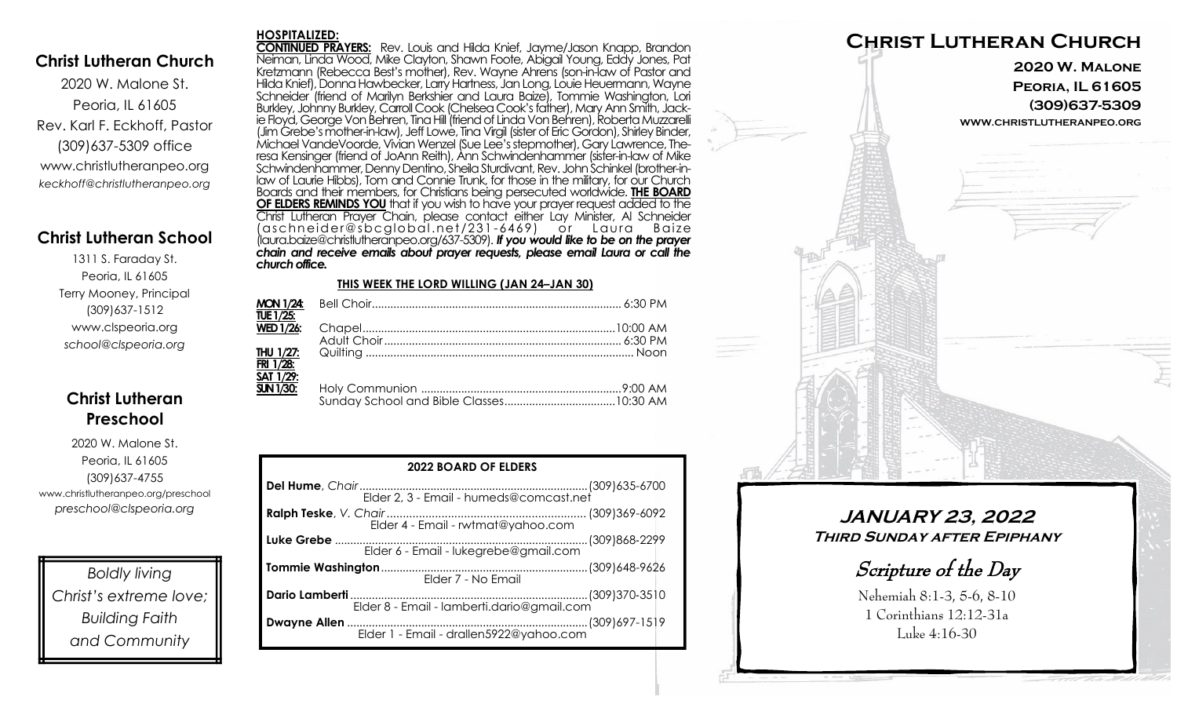## Christ Lutheran Church

2020 W. Malone St.
Peoria, IL 61605
Rev. Karl F. Eckhoff, Pastor
(309)637-5309 office
www.christlutheranpeo.org
*keckhoff@christlutheranpeo.org*

## Christ Lutheran School

1311 S. Faraday St.
Peoria, IL 61605
Terry Mooney, Principal
(309)637-1512
www.clspeoria.org
*school@clspeoria.org*

## Christ Lutheran Preschool

2020 W. Malone St.
Peoria, IL 61605
(309)637-4755
www.christlutheranpeo.org/preschool
*preschool@clspeoria.org*

*Boldly living Christ's extreme love; Building Faith and Community*

**HOSPITALIZED:**

**CONTINUED PRAYERS:** Rev. Louis and Hilda Knief, Jayme/Jason Knapp, Brandon Neiman, Linda Wood, Mike Clayton, Shawn Foote, Abigail Young, Eddy Jones, Pat Kretzmann (Rebecca Best's mother), Rev. Wayne Ahrens (son-in-law of Pastor and Hilda Knief), Donna Hawbecker, Larry Hartness, Jan Long, Louie Heuermann, Wayne Schneider (friend of Marilyn Berkshier and Laura Baize), Tommie Washington, Lori Burkley, Johnny Burkley, Carroll Cook (Chelsea Cook's father), Mary Ann Smith, Jackie Floyd, George Von Behren, Tina Hill (friend of Linda Von Behren), Roberta Muzzarelli (Jim Grebe's mother-in-law), Jeff Lowe, Tina Virgil (sister of Eric Gordon), Shirley Binder, Michael VandeVoorde, Vivian Wenzel (Sue Lee's stepmother), Gary Lawrence, Theresa Kensinger (friend of JoAnn Reith), Ann Schwindenhammer (sister-in-law of Mike Schwindenhammer, Denny Dentino, Sheila Sturdivant, Rev. John Schinkel (brother-in-law of Laurie Hibbs), Tom and Connie Trunk, for those in the military, for our Church Boards and their members, for Christians being persecuted worldwide. **THE BOARD OF ELDERS REMINDS YOU** that if you wish to have your prayer request added to the Christ Lutheran Prayer Chain, please contact either Lay Minister, Al Schneider (aschneider@sbcglobal.net/231-6469) or Laura Baize (laura.baize@christlutheranpeo.org/637-5309). ***If you would like to be on the prayer chain and receive emails about prayer requests, please email Laura or call the church office.***

**THIS WEEK THE LORD WILLING (JAN 24–JAN 30)**

| | | |
|---|---|---|
| **MON 1/24:** | Bell Choir | 6:30 PM |
| **TUE 1/25:** | | |
| **WED 1/26:** | Chapel | 10:00 AM |
| | Adult Choir | 6:30 PM |
| **THU 1/27:** | Quilting | Noon |
| **FRI 1/28:** | | |
| **SAT 1/29:** | | |
| **SUN 1/30:** | Holy Communion | 9:00 AM |
| | Sunday School and Bible Classes | 10:30 AM |

**2022 BOARD OF ELDERS**

| Name | Phone |
|---|---|
| **Del Hume**, *Chair* — Elder 2, 3 - Email - humeds@comcast.net | (309)635-6700 |
| **Ralph Teske**, *V. Chair* — Elder 4 - Email - rwtmat@yahoo.com | (309)369-6092 |
| **Luke Grebe** — Elder 6 - Email - lukegrebe@gmail.com | (309)868-2299 |
| **Tommie Washington** — Elder 7 - No Email | (309)648-9626 |
| **Dario Lamberti** — Elder 8 - Email - lamberti.dario@gmail.com | (309)370-3510 |
| **Dwayne Allen** — Elder 1 - Email - drallen5922@yahoo.com | (309)697-1519 |

# Christ Lutheran Church

**2020 W. Malone**
**Peoria, IL 61605**
**(309)637-5309**
**www.christlutheranpeo.org**

## JANUARY 23, 2022
**Third Sunday after Epiphany**

### Scripture of the Day

Nehemiah 8:1-3, 5-6, 8-10
1 Corinthians 12:12-31a
Luke 4:16-30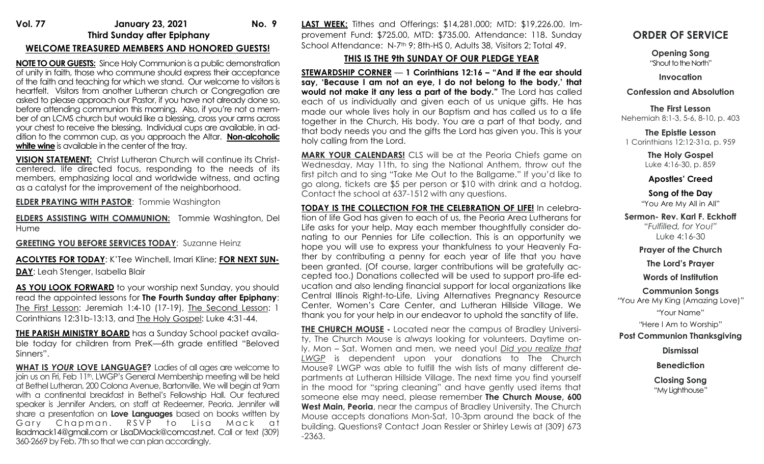**Vol. 77 — January 23, 2021 — No. 9**

**Third Sunday after Epiphany**

## WELCOME TREASURED MEMBERS AND HONORED GUESTS!

**NOTE TO OUR GUESTS:** Since Holy Communion is a public demonstration of unity in faith, those who commune should express their acceptance of the faith and teaching for which we stand. Our welcome to visitors is heartfelt. Visitors from another Lutheran church or Congregation are asked to please approach our Pastor, if you have not already done so, before attending communion this morning. Also, if you're not a member of an LCMS church but would like a blessing, cross your arms across your chest to receive the blessing. Individual cups are available, in addition to the common cup, as you approach the Altar. **Non-alcoholic white wine** is available in the center of the tray.

**VISION STATEMENT:** Christ Lutheran Church will continue its Christ-centered, life directed focus, responding to the needs of its members, emphasizing local and worldwide witness, and acting as a catalyst for the improvement of the neighborhood.

**ELDER PRAYING WITH PASTOR**: Tommie Washington

**ELDERS ASSISTING WITH COMMUNION:** Tommie Washington, Del Hume

**GREETING YOU BEFORE SERVICES TODAY**: Suzanne Heinz

**ACOLYTES FOR TODAY**: K'Tee Winchell, Imari Kline; **FOR NEXT SUNDAY**: Leah Stenger, Isabella Blair

**AS YOU LOOK FORWARD** to your worship next Sunday, you should read the appointed lessons for **The Fourth Sunday after Epiphany**: The First Lesson: Jeremiah 1:4-10 (17-19), The Second Lesson: 1 Corinthians 12:31b-13:13, and The Holy Gospel: Luke 4:31-44.

**THE PARISH MINISTRY BOARD** has a Sunday School packet available today for children from PreK—6th grade entitled "Beloved Sinners".

**WHAT IS *YOUR* LOVE LANGUAGE?** Ladies of all ages are welcome to join us on Fri, Feb 11th. LWGP's General Membership meeting will be held at Bethel Lutheran, 200 Colona Avenue, Bartonville. We will begin at 9am with a continental breakfast in Bethel's Fellowship Hall. Our featured speaker is Jennifer Anders, on staff at Redeemer, Peoria. Jennifer will share a presentation on **Love Languages** based on books written by Gary Chapman. RSVP to Lisa Mack at lisadmack14@gmail.com or LisaDMack@comcast.net. Call or text (309) 360-2669 by Feb. 7th so that we can plan accordingly.

**LAST WEEK:** Tithes and Offerings: $14,281.000; MTD: $19,226.00. Improvement Fund: $725.00, MTD: $735.00. Attendance: 118. Sunday School Attendance: N-7th 9; 8th-HS 0, Adults 38, Visitors 2; Total 49.

### THIS IS THE 9th SUNDAY OF OUR PLEDGE YEAR

**STEWARDSHIP CORNER** — **1 Corinthians 12:16 – "And if the ear should say, 'Because I am not an eye, I do not belong to the body,' that would not make it any less a part of the body."** The Lord has called each of us individually and given each of us unique gifts. He has made our whole lives holy in our Baptism and has called us to a life together in the Church, His body. You are a part of that body, and that body needs you and the gifts the Lord has given you. This is your holy calling from the Lord.

**MARK YOUR CALENDARS!** CLS will be at the Peoria Chiefs game on Wednesday, May 11th, to sing the National Anthem, throw out the first pitch and to sing "Take Me Out to the Ballgame." If you'd like to go along, tickets are $5 per person or $10 with drink and a hotdog. Contact the school at 637-1512 with any questions.

**TODAY IS THE COLLECTION FOR THE CELEBRATION OF LIFE!** In celebration of life God has given to each of us, the Peoria Area Lutherans for Life asks for your help. May each member thoughtfully consider donating to our Pennies for Life collection. This is an opportunity we hope you will use to express your thankfulness to your Heavenly Father by contributing a penny for each year of life that you have been granted. (Of course, larger contributions will be gratefully accepted too.) Donations collected will be used to support pro-life education and also lending financial support for local organizations like Central Illinois Right-to-Life, Living Alternatives Pregnancy Resource Center, Women's Care Center, and Lutheran Hillside Village. We thank you for your help in our endeavor to uphold the sanctity of life.

**THE CHURCH MOUSE -** Located near the campus of Bradley University, The Church Mouse is *always* looking for volunteers. Daytime only. Mon – Sat. Women and men, we need you! *Did you realize that LWGP* is dependent upon your donations to The Church Mouse? LWGP was able to fulfill the wish lists of many different departments at Lutheran Hillside Village. The next time you find yourself in the mood for "spring cleaning" and have gently used items that someone else may need, please remember **The Church Mouse, 600 West Main, Peoria**, near the campus of Bradley University. The Church Mouse accepts donations Mon-Sat, 10-3pm around the back of the building. Questions? Contact Joan Ressler or Shirley Lewis at (309) 673-2363.

## ORDER OF SERVICE

**Opening Song**
"Shout to the North"

**Invocation**

**Confession and Absolution**

**The First Lesson**
Nehemiah 8:1-3, 5-6, 8-10, p. 403

**The Epistle Lesson**
1 Corinthians 12:12-31a, p. 959

**The Holy Gospel**
Luke 4:16-30, p. 859

**Apostles' Creed**

**Song of the Day**
"You Are My All in All"

**Sermon- Rev. Karl F. Eckhoff**
*"Fulfilled, for You!"*
Luke 4:16-30

**Prayer of the Church**

**The Lord's Prayer**

**Words of Institution**

**Communion Songs**
"You Are My King (Amazing Love)"
"Your Name"
"Here I Am to Worship"

**Post Communion Thanksgiving**

**Dismissal**

**Benediction**

**Closing Song**
"My Lighthouse"